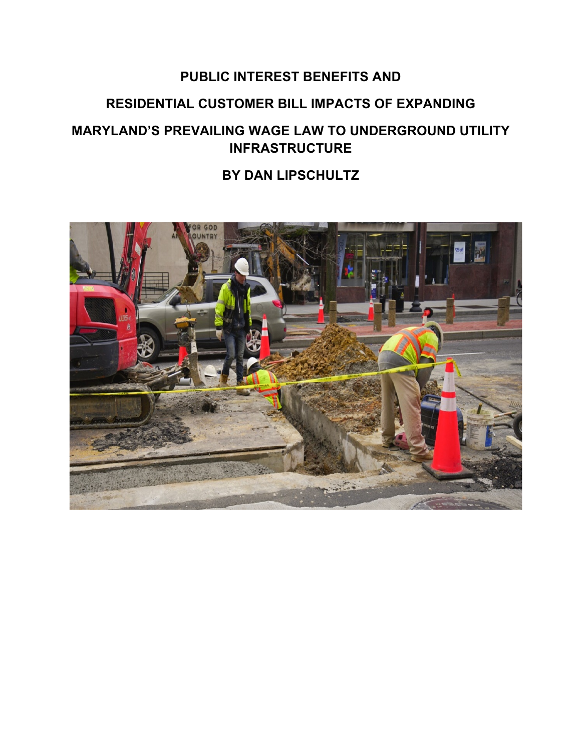# PUBLIC INTEREST BENEFITS AND RESIDENTIAL CUSTOMER BILL IMPACTS OF EXPANDING MARYLAND'S PREVAILING WAGE LAW TO UNDERGROUND UTILITY INFRASTRUCTURE

**BY DAN LIPSCHULTZ**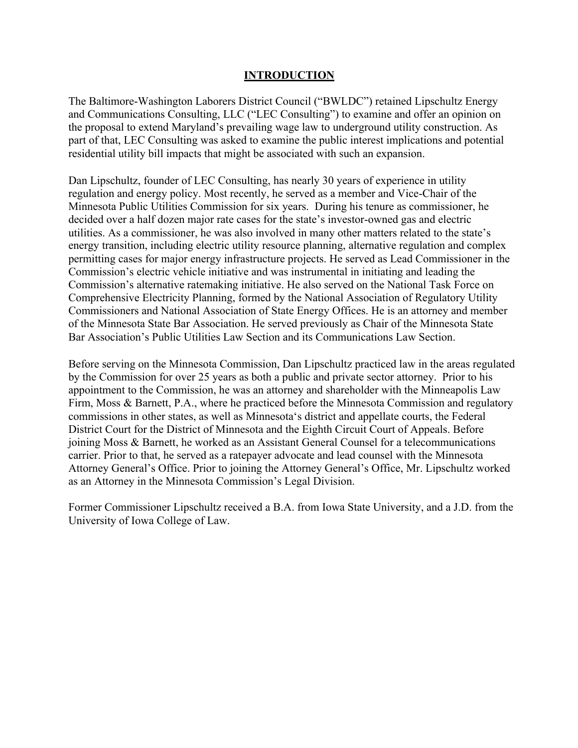# INTRODUCTION

The Baltimore-Washington Laborers District Council ("BWLDC") retained Lipschultz Energy and Communications Consulting, LLC ("LEC Consulting") to examine and offer an opinion on the proposal to extend Maryland's prevailing wage law to underground utility construction. As part of that, LEC Consulting was asked to examine the public interest implications and potential residential utility bill impacts that might be associated with such an expansion.

Dan Lipschultz, founder of LEC Consulting, has nearly 30 years of experience in utility regulation and energy policy. Most recently, he served as a member and Vice-Chair of the Minnesota Public Utilities Commission for six years. During his tenure as commissioner, he decided over a half dozen major rate cases for the state's investor-owned gas and electric utilities. As a commissioner, he was also involved in many other matters related to the state's energy transition, including electric utility resource planning, alternative regulation and complex permitting cases for major energy infrastructure projects. He served as Lead Commissioner in the Commission's electric vehicle initiative and was instrumental in initiating and leading the Commission's alternative ratemaking initiative. He also served on the National Task Force on Comprehensive Electricity Planning, formed by the National Association of Regulatory Utility Commissioners and National Association of State Energy Offices. He is an attorney and member of the Minnesota State Bar Association. He served previously as Chair of the Minnesota State Bar Association's Public Utilities Law Section and its Communications Law Section.

Before serving on the Minnesota Commission, Dan Lipschultz practiced law in the areas regulated by the Commission for over 25 years as both a public and private sector attorney. Prior to his appointment to the Commission, he was an attorney and shareholder with the Minneapolis Law Firm, Moss & Barnett, P.A., where he practiced before the Minnesota Commission and regulatory commissions in other states, as well as Minnesota's district and appellate courts, the Federal District Court for the District of Minnesota and the Eighth Circuit Court of Appeals. Before joining Moss & Barnett, he worked as an Assistant General Counsel for a telecommunications carrier. Prior to that, he served as a ratepayer advocate and lead counsel with the Minnesota Attorney General's Office. Prior to joining the Attorney General's Office, Mr. Lipschultz worked as an Attorney in the Minnesota Commission's Legal Division.

Former Commissioner Lipschultz received a B.A. from Iowa State University, and a J.D. from the University of Iowa College of Law.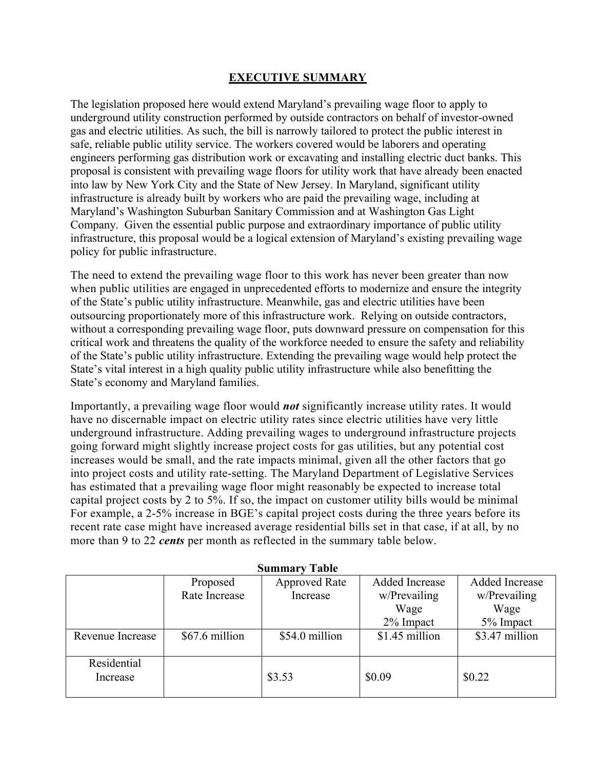# EXECUTIVE SUMMARY

The legislation proposed here would extend Maryland's prevailing wage floor to apply to underground utility construction performed by outside contractors on behalf of investor-owned gas and electric utilities. As such, the bill is narrowly tailored to protect the public interest in safe, reliable public utility service. The workers covered would be laborers and operating engineers performing gas distribution work or excavating and installing electric duct banks. This proposal is consistent with prevailing wage floors for utility work that have already been enacted into law by New York City and the State of New Jersey. In Maryland, significant utility infrastructure is already built by workers who are paid the prevailing wage, including at Maryland's Washington Suburban Sanitary Commission and at Washington Gas Light Company. Given the essential public purpose and extraordinary importance of public utility infrastructure, this proposal would be a logical extension of Maryland's existing prevailing wage policy for public infrastructure.

The need to extend the prevailing wage floor to this work has never been greater than now when public utilities are engaged in unprecedented efforts to modernize and ensure the integrity of the State's public utility infrastructure. Meanwhile, gas and electric utilities have been outsourcing proportionately more of this infrastructure work. Relying on outside contractors, without a corresponding prevailing wage floor, puts downward pressure on compensation for this critical work and threatens the quality of the workforce needed to ensure the safety and reliability of the State's public utility infrastructure. Extending the prevailing wage would help protect the State's vital interest in a high quality public utility infrastructure while also benefitting the State's economy and Maryland families.

Importantly, a prevailing wage floor would ***not*** significantly increase utility rates. It would have no discernable impact on electric utility rates since electric utilities have very little underground infrastructure. Adding prevailing wages to underground infrastructure projects going forward might slightly increase project costs for gas utilities, but any potential cost increases would be small, and the rate impacts minimal, given all the other factors that go into project costs and utility rate-setting. The Maryland Department of Legislative Services has estimated that a prevailing wage floor might reasonably be expected to increase total capital project costs by 2 to 5%. If so, the impact on customer utility bills would be minimal For example, a 2-5% increase in BGE's capital project costs during the three years before its recent rate case might have increased average residential bills set in that case, if at all, by no more than 9 to 22 ***cents*** per month as reflected in the summary table below.

**Summary Table**

| | Proposed Rate Increase | Approved Rate Increase | Added Increase w/Prevailing Wage 2% Impact | Added Increase w/Prevailing Wage 5% Impact |
|---|---|---|---|---|
| Revenue Increase | $67.6 million | $54.0 million | $1.45 million | $3.47 million |
| Residential Increase | | $3.53 | $0.09 | $0.22 |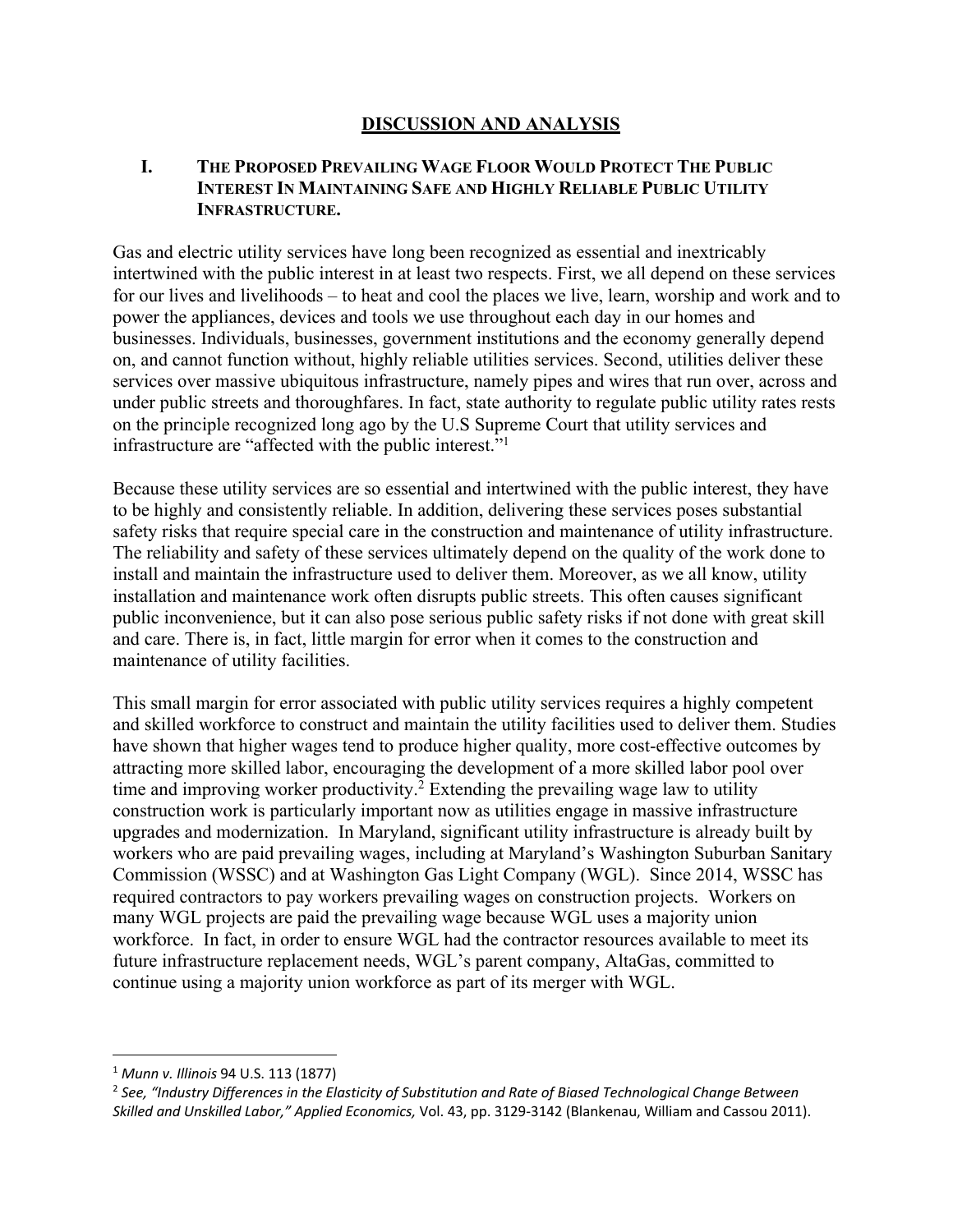## DISCUSSION AND ANALYSIS

### I. THE PROPOSED PREVAILING WAGE FLOOR WOULD PROTECT THE PUBLIC INTEREST IN MAINTAINING SAFE AND HIGHLY RELIABLE PUBLIC UTILITY INFRASTRUCTURE.

Gas and electric utility services have long been recognized as essential and inextricably intertwined with the public interest in at least two respects. First, we all depend on these services for our lives and livelihoods – to heat and cool the places we live, learn, worship and work and to power the appliances, devices and tools we use throughout each day in our homes and businesses. Individuals, businesses, government institutions and the economy generally depend on, and cannot function without, highly reliable utilities services. Second, utilities deliver these services over massive ubiquitous infrastructure, namely pipes and wires that run over, across and under public streets and thoroughfares. In fact, state authority to regulate public utility rates rests on the principle recognized long ago by the U.S Supreme Court that utility services and infrastructure are "affected with the public interest."[1]

Because these utility services are so essential and intertwined with the public interest, they have to be highly and consistently reliable. In addition, delivering these services poses substantial safety risks that require special care in the construction and maintenance of utility infrastructure. The reliability and safety of these services ultimately depend on the quality of the work done to install and maintain the infrastructure used to deliver them. Moreover, as we all know, utility installation and maintenance work often disrupts public streets. This often causes significant public inconvenience, but it can also pose serious public safety risks if not done with great skill and care. There is, in fact, little margin for error when it comes to the construction and maintenance of utility facilities.

This small margin for error associated with public utility services requires a highly competent and skilled workforce to construct and maintain the utility facilities used to deliver them. Studies have shown that higher wages tend to produce higher quality, more cost-effective outcomes by attracting more skilled labor, encouraging the development of a more skilled labor pool over time and improving worker productivity.[2] Extending the prevailing wage law to utility construction work is particularly important now as utilities engage in massive infrastructure upgrades and modernization. In Maryland, significant utility infrastructure is already built by workers who are paid prevailing wages, including at Maryland's Washington Suburban Sanitary Commission (WSSC) and at Washington Gas Light Company (WGL). Since 2014, WSSC has required contractors to pay workers prevailing wages on construction projects. Workers on many WGL projects are paid the prevailing wage because WGL uses a majority union workforce. In fact, in order to ensure WGL had the contractor resources available to meet its future infrastructure replacement needs, WGL's parent company, AltaGas, committed to continue using a majority union workforce as part of its merger with WGL.

---

[1] *Munn v. Illinois* 94 U.S. 113 (1877)

[2] *See, "Industry Differences in the Elasticity of Substitution and Rate of Biased Technological Change Between Skilled and Unskilled Labor," Applied Economics,* Vol. 43, pp. 3129-3142 (Blankenau, William and Cassou 2011).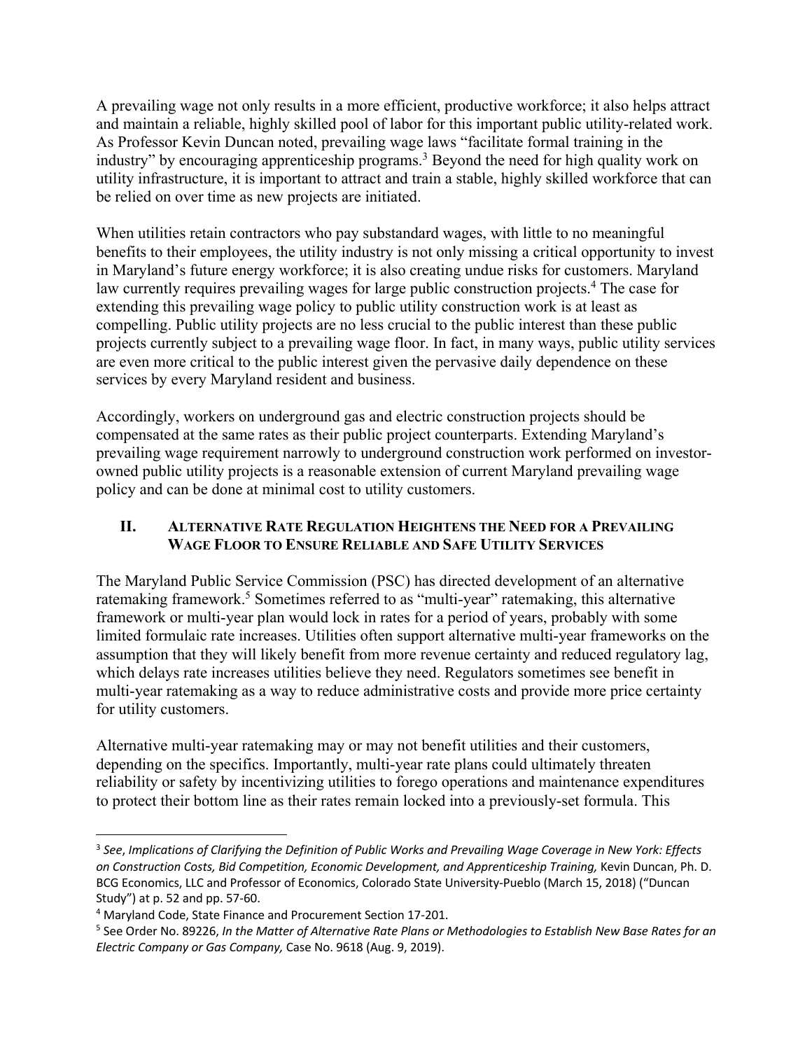A prevailing wage not only results in a more efficient, productive workforce; it also helps attract and maintain a reliable, highly skilled pool of labor for this important public utility-related work. As Professor Kevin Duncan noted, prevailing wage laws "facilitate formal training in the industry" by encouraging apprenticeship programs.[3] Beyond the need for high quality work on utility infrastructure, it is important to attract and train a stable, highly skilled workforce that can be relied on over time as new projects are initiated.

When utilities retain contractors who pay substandard wages, with little to no meaningful benefits to their employees, the utility industry is not only missing a critical opportunity to invest in Maryland's future energy workforce; it is also creating undue risks for customers. Maryland law currently requires prevailing wages for large public construction projects.[4] The case for extending this prevailing wage policy to public utility construction work is at least as compelling. Public utility projects are no less crucial to the public interest than these public projects currently subject to a prevailing wage floor. In fact, in many ways, public utility services are even more critical to the public interest given the pervasive daily dependence on these services by every Maryland resident and business.

Accordingly, workers on underground gas and electric construction projects should be compensated at the same rates as their public project counterparts. Extending Maryland's prevailing wage requirement narrowly to underground construction work performed on investor-owned public utility projects is a reasonable extension of current Maryland prevailing wage policy and can be done at minimal cost to utility customers.

## II. Alternative Rate Regulation Heightens the Need for a Prevailing Wage Floor to Ensure Reliable and Safe Utility Services

The Maryland Public Service Commission (PSC) has directed development of an alternative ratemaking framework.[5] Sometimes referred to as "multi-year" ratemaking, this alternative framework or multi-year plan would lock in rates for a period of years, probably with some limited formulaic rate increases. Utilities often support alternative multi-year frameworks on the assumption that they will likely benefit from more revenue certainty and reduced regulatory lag, which delays rate increases utilities believe they need. Regulators sometimes see benefit in multi-year ratemaking as a way to reduce administrative costs and provide more price certainty for utility customers.

Alternative multi-year ratemaking may or may not benefit utilities and their customers, depending on the specifics. Importantly, multi-year rate plans could ultimately threaten reliability or safety by incentivizing utilities to forego operations and maintenance expenditures to protect their bottom line as their rates remain locked into a previously-set formula. This

---

[3] *See*, *Implications of Clarifying the Definition of Public Works and Prevailing Wage Coverage in New York: Effects on Construction Costs, Bid Competition, Economic Development, and Apprenticeship Training,* Kevin Duncan, Ph. D. BCG Economics, LLC and Professor of Economics, Colorado State University-Pueblo (March 15, 2018) ("Duncan Study") at p. 52 and pp. 57-60.

[4] Maryland Code, State Finance and Procurement Section 17-201.

[5] See Order No. 89226, *In the Matter of Alternative Rate Plans or Methodologies to Establish New Base Rates for an Electric Company or Gas Company,* Case No. 9618 (Aug. 9, 2019).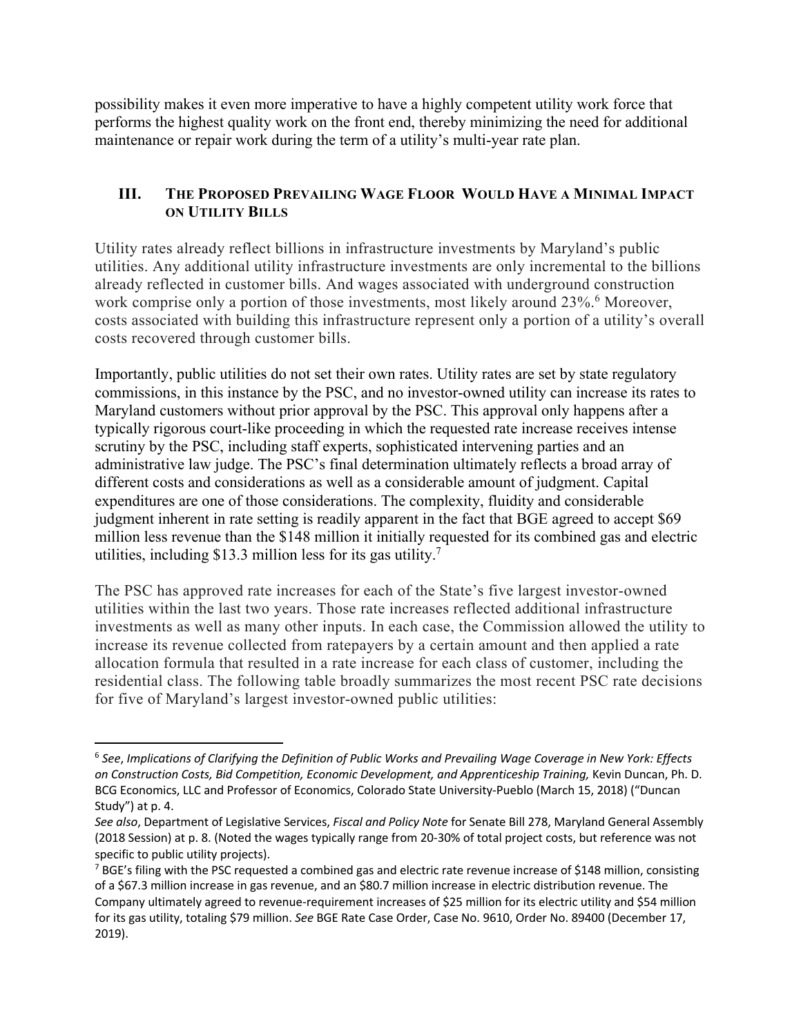possibility makes it even more imperative to have a highly competent utility work force that performs the highest quality work on the front end, thereby minimizing the need for additional maintenance or repair work during the term of a utility's multi-year rate plan.

## III. The Proposed Prevailing Wage Floor Would Have a Minimal Impact on Utility Bills

Utility rates already reflect billions in infrastructure investments by Maryland's public utilities. Any additional utility infrastructure investments are only incremental to the billions already reflected in customer bills. And wages associated with underground construction work comprise only a portion of those investments, most likely around 23%.[6] Moreover, costs associated with building this infrastructure represent only a portion of a utility's overall costs recovered through customer bills.

Importantly, public utilities do not set their own rates. Utility rates are set by state regulatory commissions, in this instance by the PSC, and no investor-owned utility can increase its rates to Maryland customers without prior approval by the PSC. This approval only happens after a typically rigorous court-like proceeding in which the requested rate increase receives intense scrutiny by the PSC, including staff experts, sophisticated intervening parties and an administrative law judge. The PSC's final determination ultimately reflects a broad array of different costs and considerations as well as a considerable amount of judgment. Capital expenditures are one of those considerations. The complexity, fluidity and considerable judgment inherent in rate setting is readily apparent in the fact that BGE agreed to accept $69 million less revenue than the $148 million it initially requested for its combined gas and electric utilities, including $13.3 million less for its gas utility.[7]

The PSC has approved rate increases for each of the State's five largest investor-owned utilities within the last two years. Those rate increases reflected additional infrastructure investments as well as many other inputs. In each case, the Commission allowed the utility to increase its revenue collected from ratepayers by a certain amount and then applied a rate allocation formula that resulted in a rate increase for each class of customer, including the residential class. The following table broadly summarizes the most recent PSC rate decisions for five of Maryland's largest investor-owned public utilities:

---

[6] *See*, *Implications of Clarifying the Definition of Public Works and Prevailing Wage Coverage in New York: Effects on Construction Costs, Bid Competition, Economic Development, and Apprenticeship Training,* Kevin Duncan, Ph. D. BCG Economics, LLC and Professor of Economics, Colorado State University-Pueblo (March 15, 2018) ("Duncan Study") at p. 4.
*See also*, Department of Legislative Services, *Fiscal and Policy Note* for Senate Bill 278, Maryland General Assembly (2018 Session) at p. 8. (Noted the wages typically range from 20-30% of total project costs, but reference was not specific to public utility projects).

[7] BGE's filing with the PSC requested a combined gas and electric rate revenue increase of $148 million, consisting of a $67.3 million increase in gas revenue, and an $80.7 million increase in electric distribution revenue. The Company ultimately agreed to revenue-requirement increases of $25 million for its electric utility and $54 million for its gas utility, totaling $79 million. *See* BGE Rate Case Order, Case No. 9610, Order No. 89400 (December 17, 2019).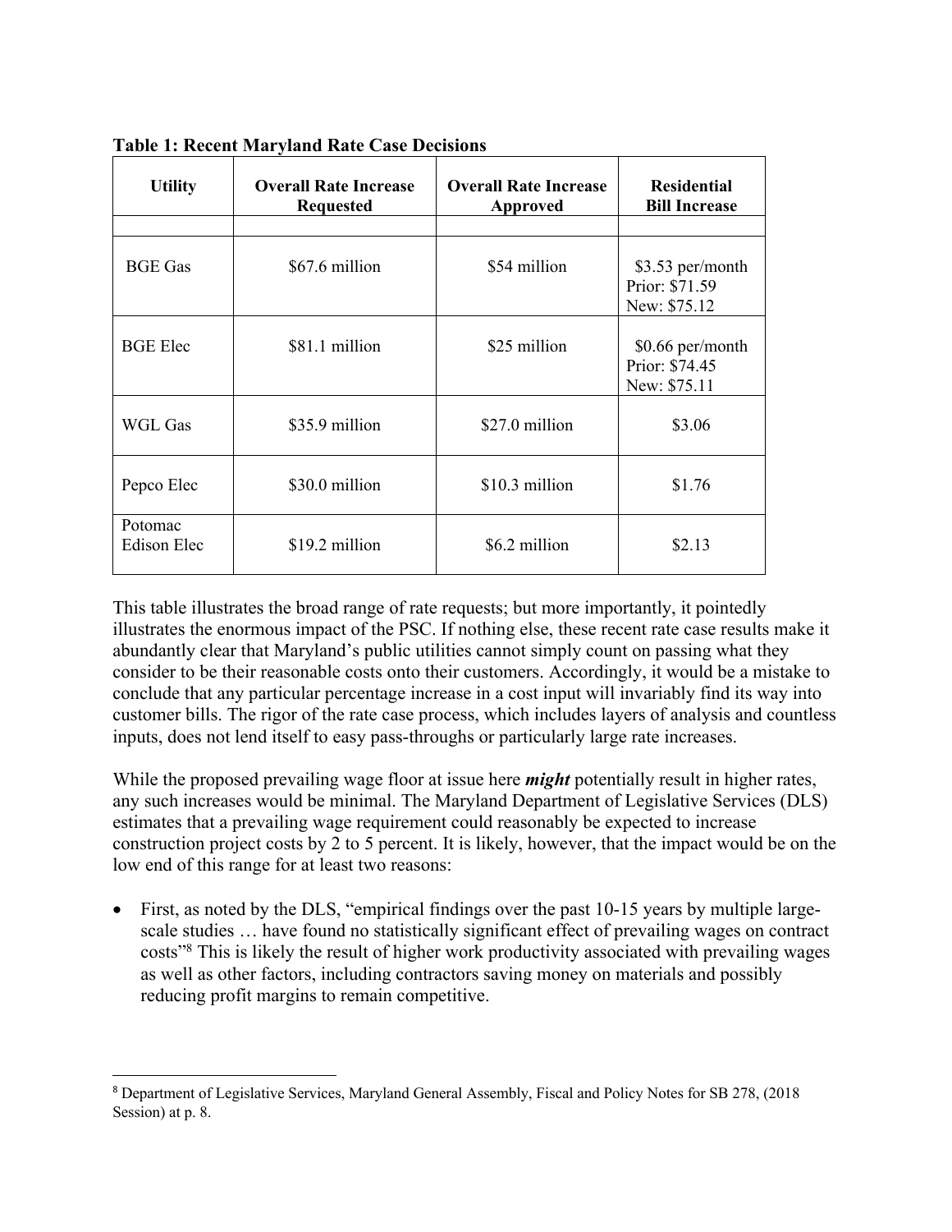**Table 1: Recent Maryland Rate Case Decisions**

| Utility | Overall Rate Increase Requested | Overall Rate Increase Approved | Residential Bill Increase |
|---|---|---|---|
| BGE Gas | $67.6 million | $54 million | $3.53 per/month<br>Prior: $71.59<br>New: $75.12 |
| BGE Elec | $81.1 million | $25 million | $0.66 per/month<br>Prior: $74.45<br>New: $75.11 |
| WGL Gas | $35.9 million | $27.0 million | $3.06 |
| Pepco Elec | $30.0 million | $10.3 million | $1.76 |
| Potomac Edison Elec | $19.2 million | $6.2 million | $2.13 |

This table illustrates the broad range of rate requests; but more importantly, it pointedly illustrates the enormous impact of the PSC. If nothing else, these recent rate case results make it abundantly clear that Maryland's public utilities cannot simply count on passing what they consider to be their reasonable costs onto their customers. Accordingly, it would be a mistake to conclude that any particular percentage increase in a cost input will invariably find its way into customer bills. The rigor of the rate case process, which includes layers of analysis and countless inputs, does not lend itself to easy pass-throughs or particularly large rate increases.

While the proposed prevailing wage floor at issue here ***might*** potentially result in higher rates, any such increases would be minimal. The Maryland Department of Legislative Services (DLS) estimates that a prevailing wage requirement could reasonably be expected to increase construction project costs by 2 to 5 percent. It is likely, however, that the impact would be on the low end of this range for at least two reasons:

- First, as noted by the DLS, "empirical findings over the past 10-15 years by multiple large-scale studies … have found no statistically significant effect of prevailing wages on contract costs"[8] This is likely the result of higher work productivity associated with prevailing wages as well as other factors, including contractors saving money on materials and possibly reducing profit margins to remain competitive.

[8] Department of Legislative Services, Maryland General Assembly, Fiscal and Policy Notes for SB 278, (2018 Session) at p. 8.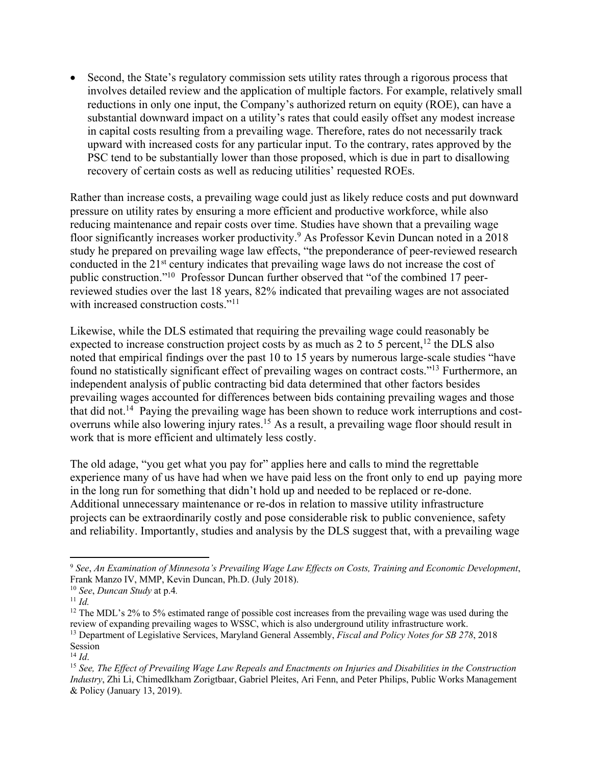- Second, the State's regulatory commission sets utility rates through a rigorous process that involves detailed review and the application of multiple factors. For example, relatively small reductions in only one input, the Company's authorized return on equity (ROE), can have a substantial downward impact on a utility's rates that could easily offset any modest increase in capital costs resulting from a prevailing wage. Therefore, rates do not necessarily track upward with increased costs for any particular input. To the contrary, rates approved by the PSC tend to be substantially lower than those proposed, which is due in part to disallowing recovery of certain costs as well as reducing utilities' requested ROEs.

Rather than increase costs, a prevailing wage could just as likely reduce costs and put downward pressure on utility rates by ensuring a more efficient and productive workforce, while also reducing maintenance and repair costs over time. Studies have shown that a prevailing wage floor significantly increases worker productivity.[9] As Professor Kevin Duncan noted in a 2018 study he prepared on prevailing wage law effects, "the preponderance of peer-reviewed research conducted in the 21st century indicates that prevailing wage laws do not increase the cost of public construction."[10] Professor Duncan further observed that "of the combined 17 peer-reviewed studies over the last 18 years, 82% indicated that prevailing wages are not associated with increased construction costs."[11]

Likewise, while the DLS estimated that requiring the prevailing wage could reasonably be expected to increase construction project costs by as much as 2 to 5 percent,[12] the DLS also noted that empirical findings over the past 10 to 15 years by numerous large-scale studies "have found no statistically significant effect of prevailing wages on contract costs."[13] Furthermore, an independent analysis of public contracting bid data determined that other factors besides prevailing wages accounted for differences between bids containing prevailing wages and those that did not.[14] Paying the prevailing wage has been shown to reduce work interruptions and cost-overruns while also lowering injury rates.[15] As a result, a prevailing wage floor should result in work that is more efficient and ultimately less costly.

The old adage, "you get what you pay for" applies here and calls to mind the regrettable experience many of us have had when we have paid less on the front only to end up paying more in the long run for something that didn't hold up and needed to be replaced or re-done. Additional unnecessary maintenance or re-dos in relation to massive utility infrastructure projects can be extraordinarily costly and pose considerable risk to public convenience, safety and reliability. Importantly, studies and analysis by the DLS suggest that, with a prevailing wage

---

[9] *See*, *An Examination of Minnesota's Prevailing Wage Law Effects on Costs, Training and Economic Development*, Frank Manzo IV, MMP, Kevin Duncan, Ph.D. (July 2018).

[10] *See*, *Duncan Study* at p.4.

[11] *Id.*

[12] The MDL's 2% to 5% estimated range of possible cost increases from the prevailing wage was used during the review of expanding prevailing wages to WSSC, which is also underground utility infrastructure work.

[13] Department of Legislative Services, Maryland General Assembly, *Fiscal and Policy Notes for SB 278*, 2018 Session

[14] *Id*.

[15] *See, The Effect of Prevailing Wage Law Repeals and Enactments on Injuries and Disabilities in the Construction Industry*, Zhi Li, Chimedlkham Zorigtbaar, Gabriel Pleites, Ari Fenn, and Peter Philips, Public Works Management & Policy (January 13, 2019).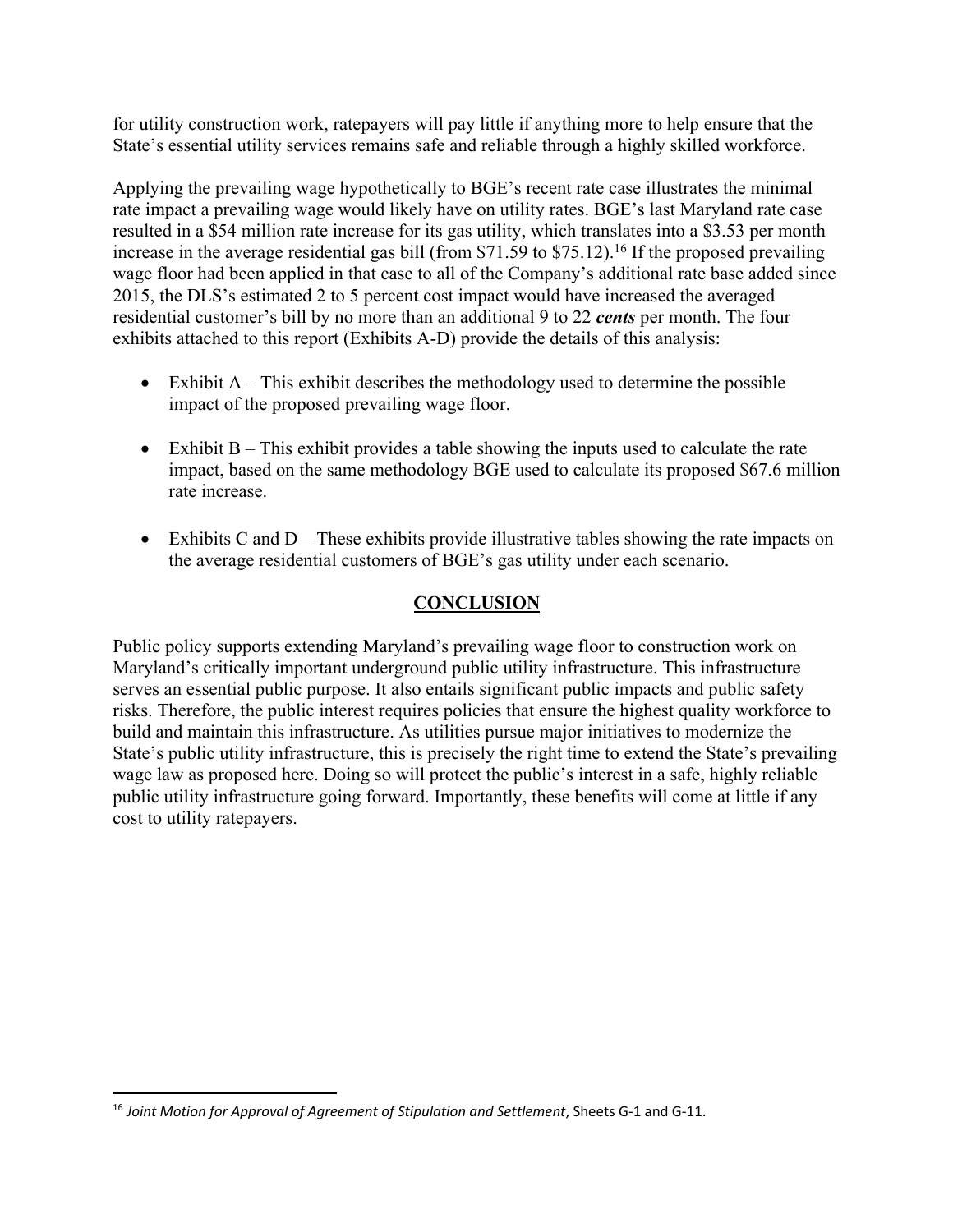for utility construction work, ratepayers will pay little if anything more to help ensure that the State's essential utility services remains safe and reliable through a highly skilled workforce.

Applying the prevailing wage hypothetically to BGE's recent rate case illustrates the minimal rate impact a prevailing wage would likely have on utility rates. BGE's last Maryland rate case resulted in a $54 million rate increase for its gas utility, which translates into a $3.53 per month increase in the average residential gas bill (from $71.59 to $75.12).[16] If the proposed prevailing wage floor had been applied in that case to all of the Company's additional rate base added since 2015, the DLS's estimated 2 to 5 percent cost impact would have increased the averaged residential customer's bill by no more than an additional 9 to 22 ***cents*** per month. The four exhibits attached to this report (Exhibits A-D) provide the details of this analysis:

- Exhibit A – This exhibit describes the methodology used to determine the possible impact of the proposed prevailing wage floor.

- Exhibit B – This exhibit provides a table showing the inputs used to calculate the rate impact, based on the same methodology BGE used to calculate its proposed $67.6 million rate increase.

- Exhibits C and D – These exhibits provide illustrative tables showing the rate impacts on the average residential customers of BGE's gas utility under each scenario.

## CONCLUSION

Public policy supports extending Maryland's prevailing wage floor to construction work on Maryland's critically important underground public utility infrastructure. This infrastructure serves an essential public purpose. It also entails significant public impacts and public safety risks. Therefore, the public interest requires policies that ensure the highest quality workforce to build and maintain this infrastructure. As utilities pursue major initiatives to modernize the State's public utility infrastructure, this is precisely the right time to extend the State's prevailing wage law as proposed here. Doing so will protect the public's interest in a safe, highly reliable public utility infrastructure going forward. Importantly, these benefits will come at little if any cost to utility ratepayers.

[16] *Joint Motion for Approval of Agreement of Stipulation and Settlement*, Sheets G-1 and G-11.